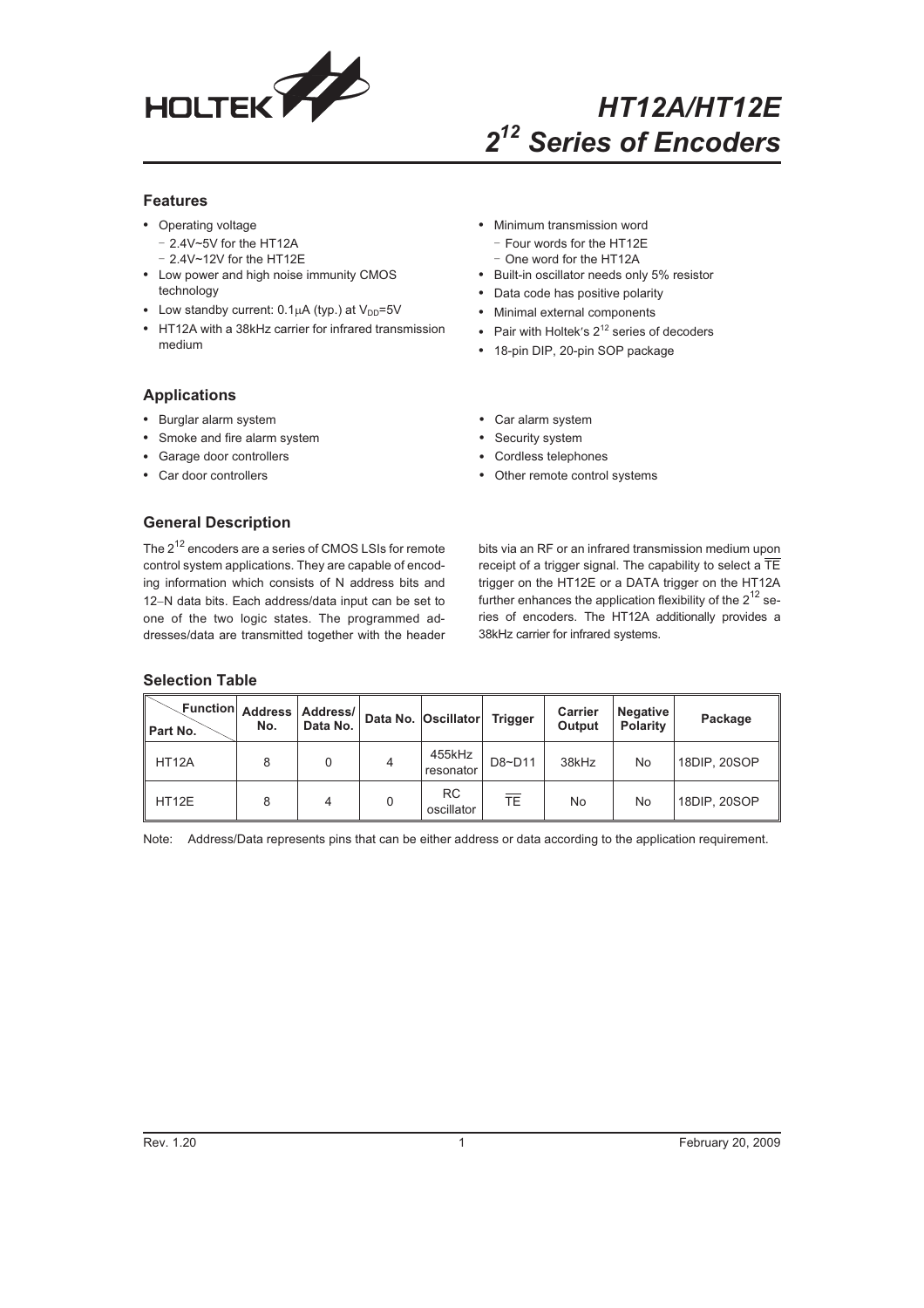# HT12A/HT12E
# $2^{12}$ Series of Encoders

## Features

- Operating voltage
  - 2.4V~5V for the HT12A
  - 2.4V~12V for the HT12E
- Low power and high noise immunity CMOS technology
- Low standby current: 0.1μA (typ.) at $V_{DD}$=5V
- HT12A with a 38kHz carrier for infrared transmission medium
- Minimum transmission word
  - Four words for the HT12E
  - One word for the HT12A
- Built-in oscillator needs only 5% resistor
- Data code has positive polarity
- Minimal external components
- Pair with Holtek's $2^{12}$ series of decoders
- 18-pin DIP, 20-pin SOP package

## Applications

- Burglar alarm system
- Smoke and fire alarm system
- Garage door controllers
- Car door controllers
- Car alarm system
- Security system
- Cordless telephones
- Other remote control systems

## General Description

The $2^{12}$ encoders are a series of CMOS LSIs for remote control system applications. They are capable of encoding information which consists of N address bits and 12−N data bits. Each address/data input can be set to one of the two logic states. The programmed addresses/data are transmitted together with the header bits via an RF or an infrared transmission medium upon receipt of a trigger signal. The capability to select a $\overline{TE}$ trigger on the HT12E or a DATA trigger on the HT12A further enhances the application flexibility of the $2^{12}$ series of encoders. The HT12A additionally provides a 38kHz carrier for infrared systems.

## Selection Table

| Function / Part No. | Address No. | Address/ Data No. | Data No. | Oscillator | Trigger | Carrier Output | Negative Polarity | Package |
|---|---|---|---|---|---|---|---|---|
| HT12A | 8 | 0 | 4 | 455kHz resonator | D8~D11 | 38kHz | No | 18DIP, 20SOP |
| HT12E | 8 | 4 | 0 | RC oscillator | $\overline{TE}$ | No | No | 18DIP, 20SOP |

Note: Address/Data represents pins that can be either address or data according to the application requirement.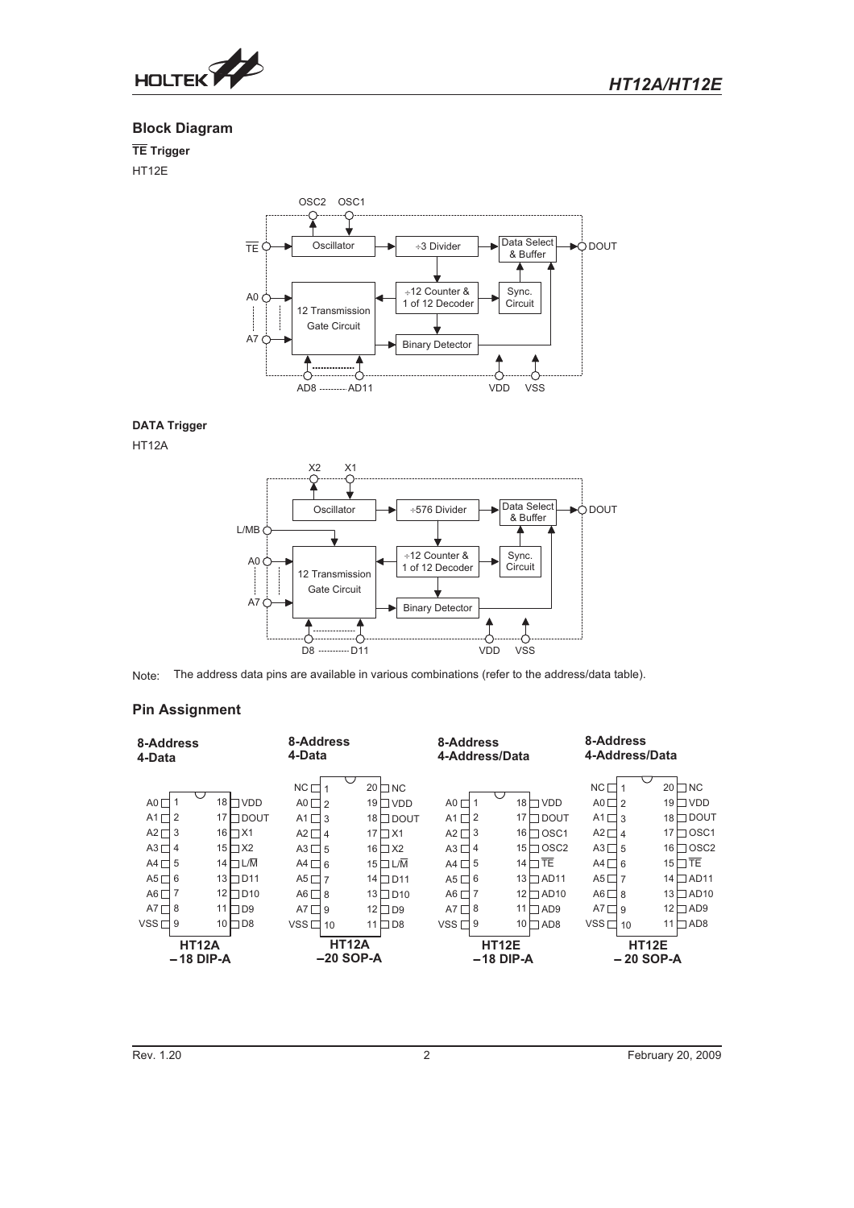## Block Draft

## Block Diagram

### TE Trigger

HT12E

### DATA Trigger

HT12A

Note: The address data pins are available in various combinations (refer to the address/data table).

## Pin Assignment

**HT12A – 18 DIP-A (8-Address 4-Data)**

| Pin | Name | Pin | Name |
|---|---|---|---|
| 1 | A0 | 18 | VDD |
| 2 | A1 | 17 | DOUT |
| 3 | A2 | 16 | X1 |
| 4 | A3 | 15 | X2 |
| 5 | A4 | 14 | L/M |
| 6 | A5 | 13 | D11 |
| 7 | A6 | 12 | D10 |
| 8 | A7 | 11 | D9 |
| 9 | VSS | 10 | D8 |

**HT12A – 20 SOP-A (8-Address 4-Data)**

| Pin | Name | Pin | Name |
|---|---|---|---|
| 1 | NC | 20 | NC |
| 2 | A0 | 19 | VDD |
| 3 | A1 | 18 | DOUT |
| 4 | A2 | 17 | X1 |
| 5 | A3 | 16 | X2 |
| 6 | A4 | 15 | L/M |
| 7 | A5 | 14 | D11 |
| 8 | A6 | 13 | D10 |
| 9 | A7 | 12 | D9 |
| 10 | VSS | 11 | D8 |

**HT12E – 18 DIP-A (8-Address 4-Address/Data)**

| Pin | Name | Pin | Name |
|---|---|---|---|
| 1 | A0 | 18 | VDD |
| 2 | A1 | 17 | DOUT |
| 3 | A2 | 16 | OSC1 |
| 4 | A3 | 15 | OSC2 |
| 5 | A4 | 14 | TE |
| 6 | A5 | 13 | AD11 |
| 7 | A6 | 12 | AD10 |
| 8 | A7 | 11 | AD9 |
| 9 | VSS | 10 | AD8 |

**HT12E – 20 SOP-A (8-Address 4-Address/Data)**

| Pin | Name | Pin | Name |
|---|---|---|---|
| 1 | NC | 20 | NC |
| 2 | A0 | 19 | VDD |
| 3 | A1 | 18 | DOUT |
| 4 | A2 | 17 | OSC1 |
| 5 | A3 | 16 | OSC2 |
| 6 | A4 | 15 | TE |
| 7 | A5 | 14 | AD11 |
| 8 | A6 | 13 | AD10 |
| 9 | A7 | 12 | AD9 |
| 10 | VSS | 11 | AD8 |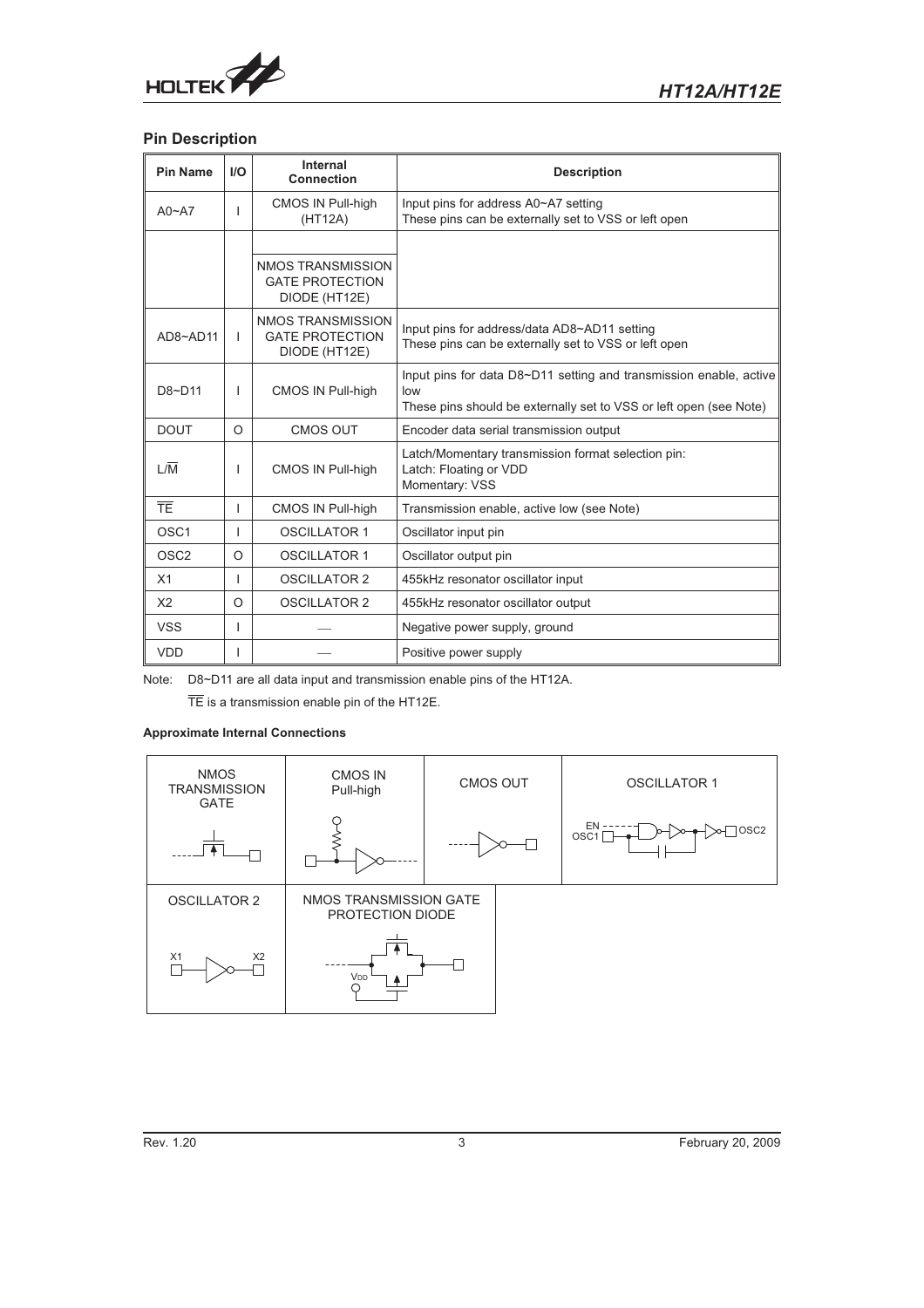## Pin Description

| Pin Name | I/O | Internal Connection | Description |
|---|---|---|---|
| A0~A7 | I | CMOS IN Pull-high (HT12A) | Input pins for address A0~A7 setting<br>These pins can be externally set to VSS or left open |
| | | NMOS TRANSMISSION GATE PROTECTION DIODE (HT12E) | |
| AD8~AD11 | I | NMOS TRANSMISSION GATE PROTECTION DIODE (HT12E) | Input pins for address/data AD8~AD11 setting<br>These pins can be externally set to VSS or left open |
| D8~D11 | I | CMOS IN Pull-high | Input pins for data D8~D11 setting and transmission enable, active low<br>These pins should be externally set to VSS or left open (see Note) |
| DOUT | O | CMOS OUT | Encoder data serial transmission output |
| L/$\overline{M}$ | I | CMOS IN Pull-high | Latch/Momentary transmission format selection pin:<br>Latch: Floating or VDD<br>Momentary: VSS |
| $\overline{TE}$ | I | CMOS IN Pull-high | Transmission enable, active low (see Note) |
| OSC1 | I | OSCILLATOR 1 | Oscillator input pin |
| OSC2 | O | OSCILLATOR 1 | Oscillator output pin |
| X1 | I | OSCILLATOR 2 | 455kHz resonator oscillator input |
| X2 | O | OSCILLATOR 2 | 455kHz resonator oscillator output |
| VSS | I | — | Negative power supply, ground |
| VDD | I | — | Positive power supply |

Note: D8~D11 are all data input and transmission enable pins of the HT12A.

$\overline{TE}$ is a transmission enable pin of the HT12E.

**Approximate Internal Connections**

NMOS TRANSMISSION GATE

CMOS IN Pull-high

CMOS OUT

OSCILLATOR 1 (EN, OSC1, OSC2)

OSCILLATOR 2 (X1, X2)

NMOS TRANSMISSION GATE PROTECTION DIODE ($V_{DD}$)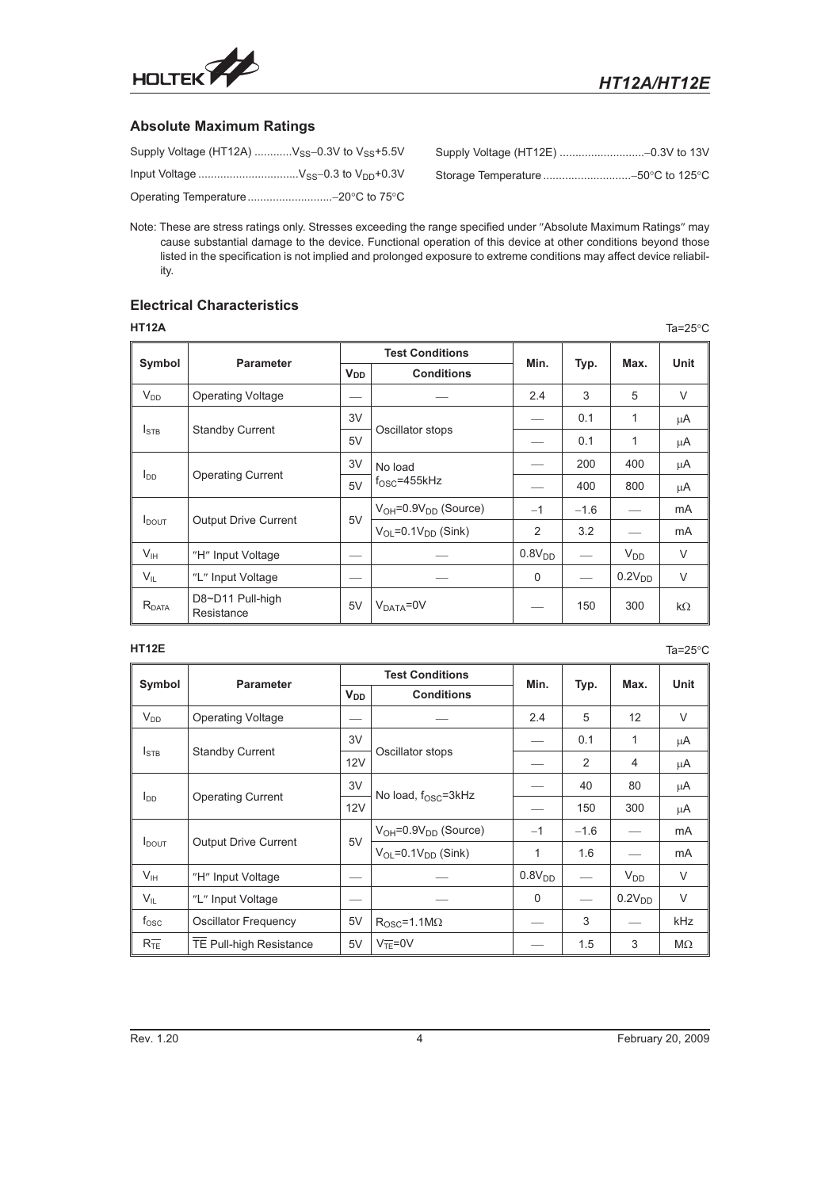## Absolute Maximum Ratings

Supply Voltage (HT12A) ............$V_{SS}$−0.3V to $V_{SS}$+5.5V

Input Voltage ...............................$V_{SS}$−0.3 to $V_{DD}$+0.3V

Operating Temperature..........................−20°C to 75°C

Supply Voltage (HT12E) ...........................−0.3V to 13V

Storage Temperature ............................−50°C to 125°C

Note: These are stress ratings only. Stresses exceeding the range specified under "Absolute Maximum Ratings" may cause substantial damage to the device. Functional operation of this device at other conditions beyond those listed in the specification is not implied and prolonged exposure to extreme conditions may affect device reliability.

## Electrical Characteristics

**HT12A** Ta=25°C

| Symbol | Parameter | Test Conditions | | Min. | Typ. | Max. | Unit |
|---|---|---|---|---|---|---|---|
| | | $V_{DD}$ | Conditions | | | | |
| $V_{DD}$ | Operating Voltage | — | — | 2.4 | 3 | 5 | V |
| $I_{STB}$ | Standby Current | 3V | Oscillator stops | — | 0.1 | 1 | μA |
| | | 5V | | — | 0.1 | 1 | μA |
| $I_{DD}$ | Operating Current | 3V | No load $f_{OSC}$=455kHz | — | 200 | 400 | μA |
| | | 5V | | — | 400 | 800 | μA |
| $I_{DOUT}$ | Output Drive Current | 5V | $V_{OH}$=0.9$V_{DD}$ (Source) | −1 | −1.6 | — | mA |
| | | | $V_{OL}$=0.1$V_{DD}$ (Sink) | 2 | 3.2 | — | mA |
| $V_{IH}$ | "H" Input Voltage | — | — | 0.8$V_{DD}$ | — | $V_{DD}$ | V |
| $V_{IL}$ | "L" Input Voltage | — | — | 0 | — | 0.2$V_{DD}$ | V |
| $R_{DATA}$ | D8~D11 Pull-high Resistance | 5V | $V_{DATA}$=0V | — | 150 | 300 | kΩ |

**HT12E** Ta=25°C

| Symbol | Parameter | Test Conditions | | Min. | Typ. | Max. | Unit |
|---|---|---|---|---|---|---|---|
| | | $V_{DD}$ | Conditions | | | | |
| $V_{DD}$ | Operating Voltage | — | — | 2.4 | 5 | 12 | V |
| $I_{STB}$ | Standby Current | 3V | Oscillator stops | — | 0.1 | 1 | μA |
| | | 12V | | — | 2 | 4 | μA |
| $I_{DD}$ | Operating Current | 3V | No load, $f_{OSC}$=3kHz | — | 40 | 80 | μA |
| | | 12V | | — | 150 | 300 | μA |
| $I_{DOUT}$ | Output Drive Current | 5V | $V_{OH}$=0.9$V_{DD}$ (Source) | −1 | −1.6 | — | mA |
| | | | $V_{OL}$=0.1$V_{DD}$ (Sink) | 1 | 1.6 | — | mA |
| $V_{IH}$ | "H" Input Voltage | — | — | 0.8$V_{DD}$ | — | $V_{DD}$ | V |
| $V_{IL}$ | "L" Input Voltage | — | — | 0 | — | 0.2$V_{DD}$ | V |
| $f_{OSC}$ | Oscillator Frequency | 5V | $R_{OSC}$=1.1MΩ | — | 3 | — | kHz |
| $R_{\overline{TE}}$ | $\overline{TE}$ Pull-high Resistance | 5V | $V_{\overline{TE}}$=0V | — | 1.5 | 3 | MΩ |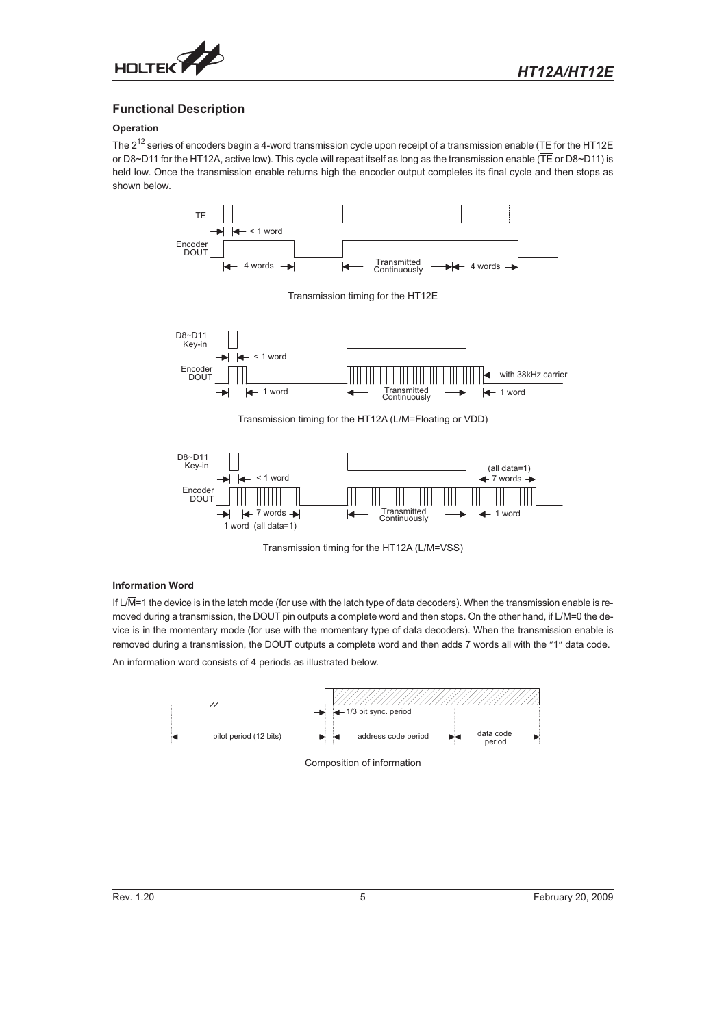## Functional Description

### Operation

The $2^{12}$ series of encoders begin a 4-word transmission cycle upon receipt of a transmission enable ($\overline{TE}$ for the HT12E or D8~D11 for the HT12A, active low). This cycle will repeat itself as long as the transmission enable ($\overline{TE}$ or D8~D11) is held low. Once the transmission enable returns high the encoder output completes its final cycle and then stops as shown below.

Transmission timing for the HT12E

Transmission timing for the HT12A (L/$\overline{M}$=Floating or VDD)

Transmission timing for the HT12A (L/$\overline{M}$=VSS)

### Information Word

If L/$\overline{M}$=1 the device is in the latch mode (for use with the latch type of data decoders). When the transmission enable is removed during a transmission, the DOUT pin outputs a complete word and then stops. On the other hand, if L/$\overline{M}$=0 the device is in the momentary mode (for use with the momentary type of data decoders). When the transmission enable is removed during a transmission, the DOUT outputs a complete word and then adds 7 words all with the "1" data code.

An information word consists of 4 periods as illustrated below.

Composition of information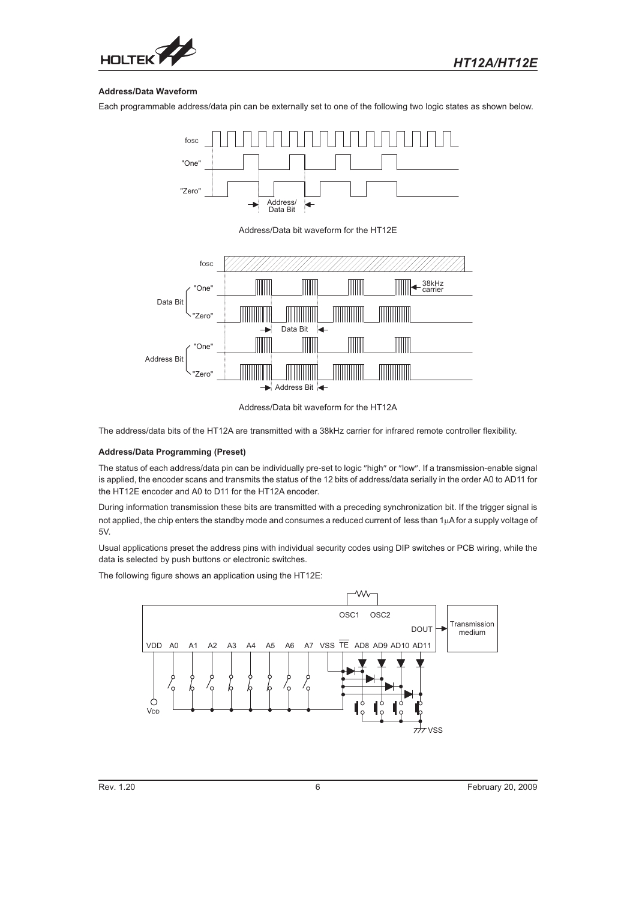### Address/Data Waveform

Each programmable address/data pin can be externally set to one of the following two logic states as shown below.

Address/Data bit waveform for the HT12E

Address/Data bit waveform for the HT12A

The address/data bits of the HT12A are transmitted with a 38kHz carrier for infrared remote controller flexibility.

### Address/Data Programming (Preset)

The status of each address/data pin can be individually pre-set to logic "high" or "low". If a transmission-enable signal is applied, the encoder scans and transmits the status of the 12 bits of address/data serially in the order A0 to AD11 for the HT12E encoder and A0 to D11 for the HT12A encoder.

During information transmission these bits are transmitted with a preceding synchronization bit. If the trigger signal is not applied, the chip enters the standby mode and consumes a reduced current of less than 1μA for a supply voltage of 5V.

Usual applications preset the address pins with individual security codes using DIP switches or PCB wiring, while the data is selected by push buttons or electronic switches.

The following figure shows an application using the HT12E: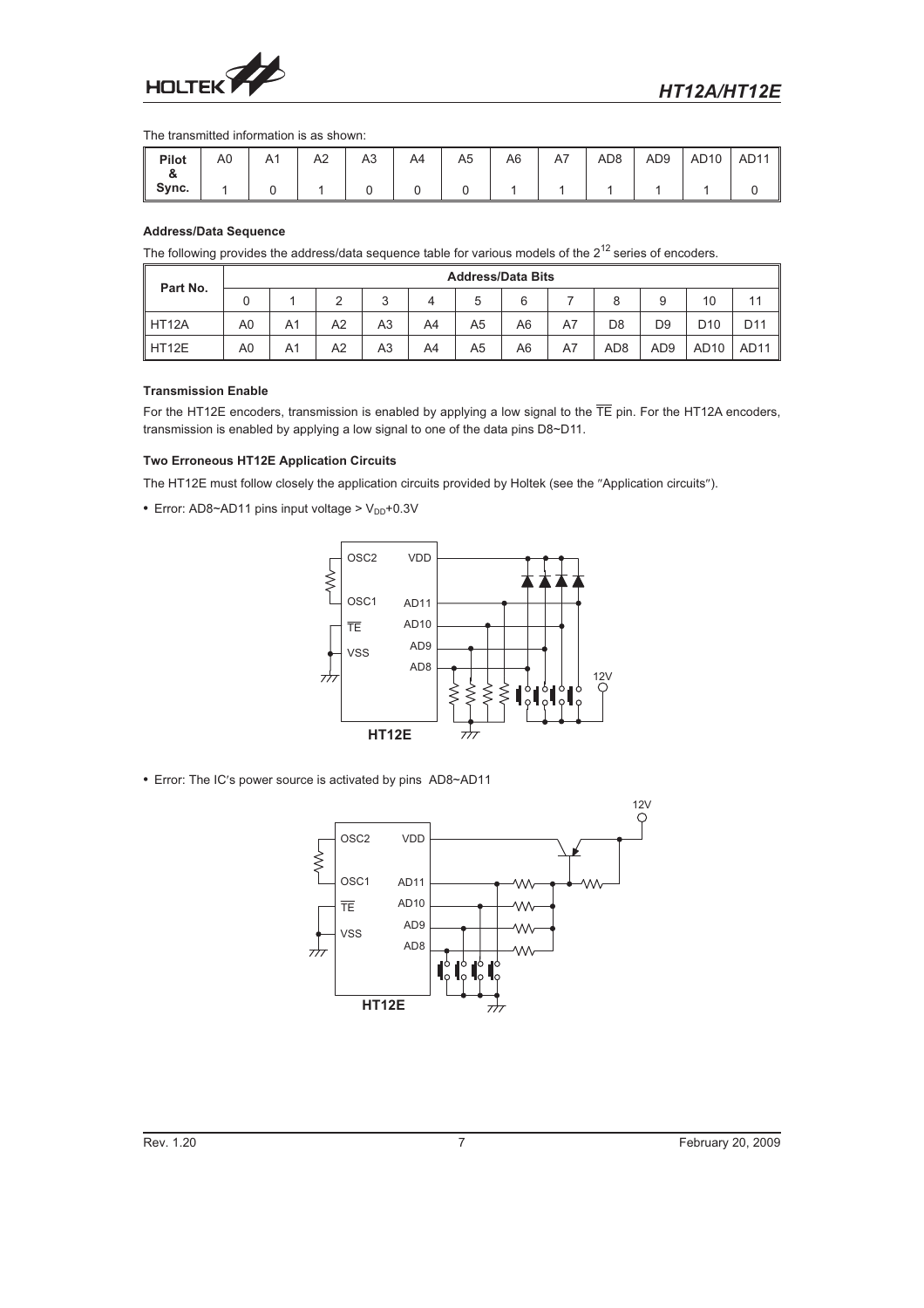The transmitted information is as shown:

| Pilot & Sync. | A0 | A1 | A2 | A3 | A4 | A5 | A6 | A7 | AD8 | AD9 | AD10 | AD11 |
|---|---|---|---|---|---|---|---|---|---|---|---|---|
| | 1 | 0 | 1 | 0 | 0 | 0 | 1 | 1 | 1 | 1 | 1 | 0 |

### Address/Data Sequence

The following provides the address/data sequence table for various models of the $2^{12}$ series of encoders.

| Part No. | Address/Data Bits | | | | | | | | | | | |
|---|---|---|---|---|---|---|---|---|---|---|---|---|
| | 0 | 1 | 2 | 3 | 4 | 5 | 6 | 7 | 8 | 9 | 10 | 11 |
| HT12A | A0 | A1 | A2 | A3 | A4 | A5 | A6 | A7 | D8 | D9 | D10 | D11 |
| HT12E | A0 | A1 | A2 | A3 | A4 | A5 | A6 | A7 | AD8 | AD9 | AD10 | AD11 |

### Transmission Enable

For the HT12E encoders, transmission is enabled by applying a low signal to the $\overline{TE}$ pin. For the HT12A encoders, transmission is enabled by applying a low signal to one of the data pins D8~D11.

### Two Erroneous HT12E Application Circuits

The HT12E must follow closely the application circuits provided by Holtek (see the "Application circuits").

- Error: AD8~AD11 pins input voltage > $V_{DD}$+0.3V

- Error: The IC's power source is activated by pins AD8~AD11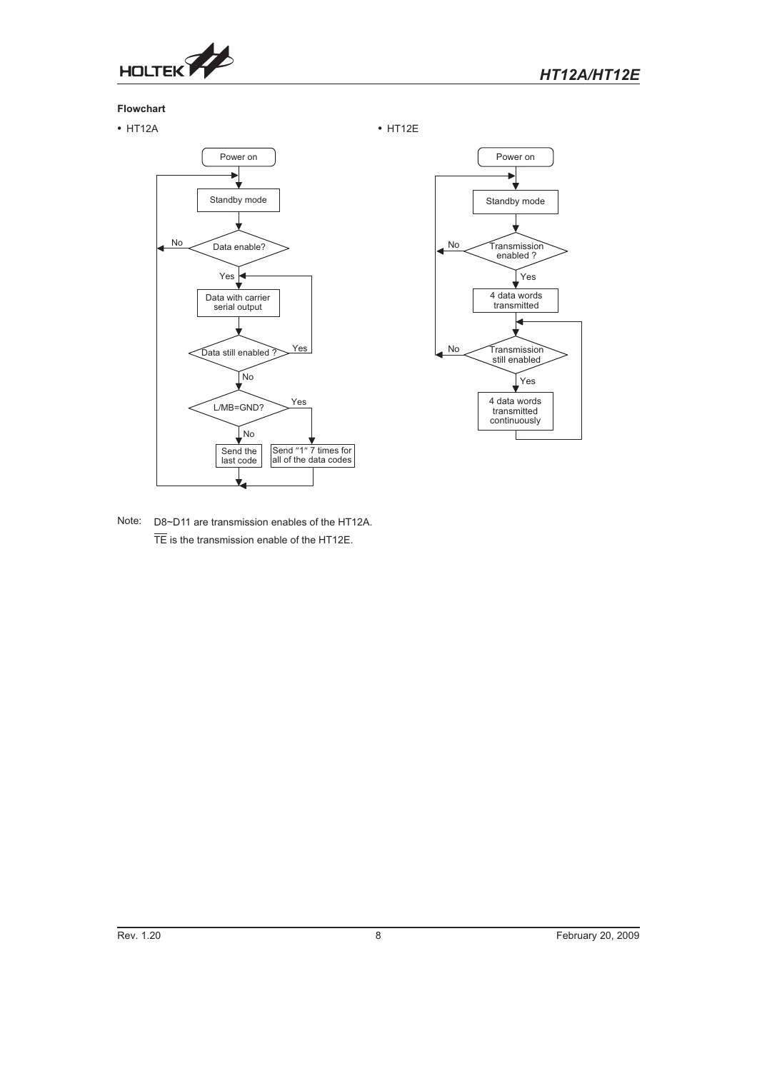### Flowchart

- HT12A

Power on → Standby mode → Data enable? (No → Standby mode; Yes → Data with carrier serial output) → Data still enabled ? (Yes → Data with carrier serial output; No → L/MB=GND?) → L/MB=GND? (No → Send the last code; Yes → Send "1" 7 times for all of the data codes) → Standby mode

- HT12E

Power on → Standby mode → Transmission enabled ? (No → Standby mode; Yes → 4 data words transmitted) → Transmission still enabled (No → Standby mode; Yes → 4 data words transmitted continuously → Transmission still enabled)

Note: D8~D11 are transmission enables of the HT12A.

$\overline{TE}$ is the transmission enable of the HT12E.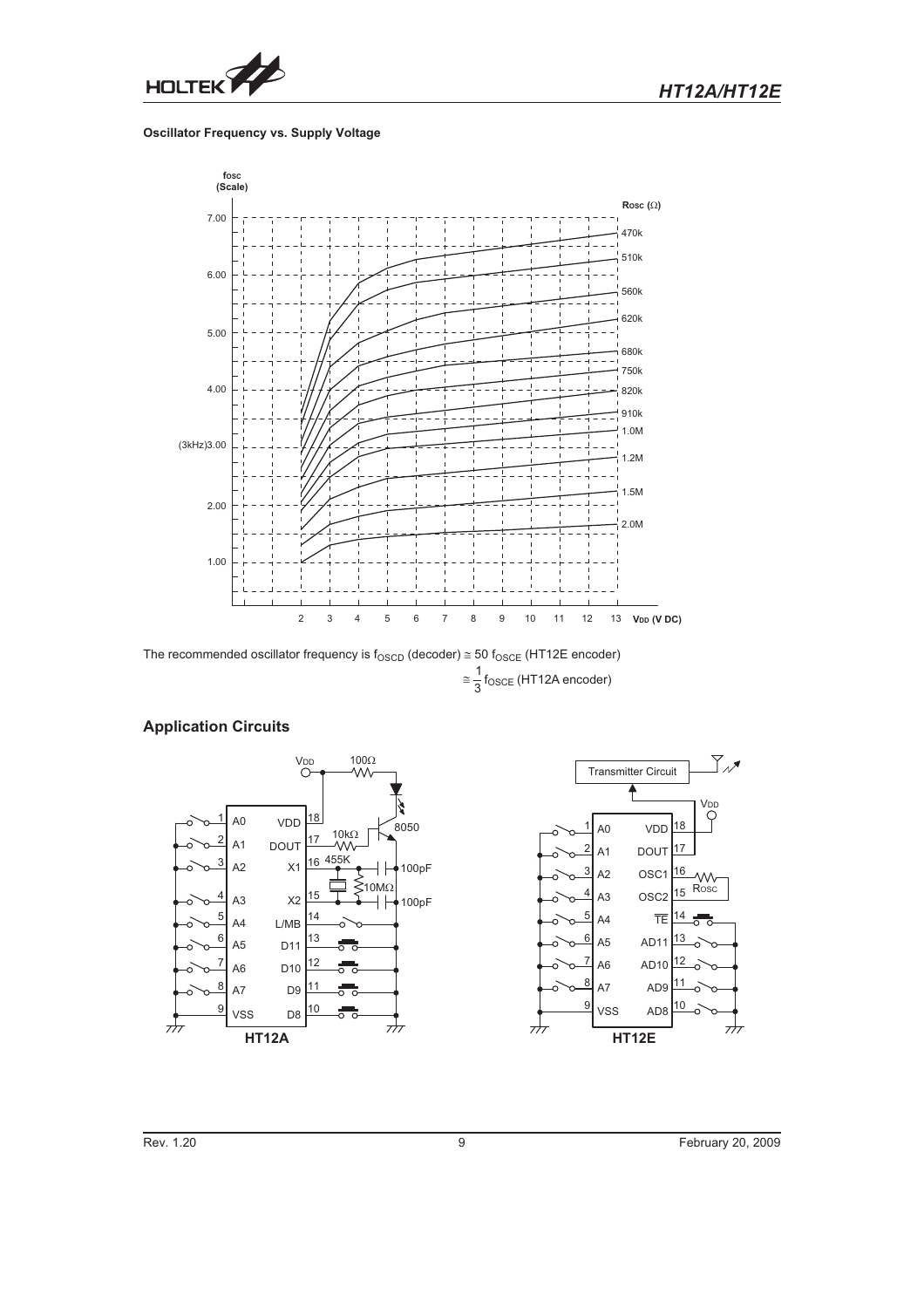**Oscillator Frequency vs. Supply Voltage**

The recommended oscillator frequency is $f_{OSCD}$ (decoder) $\cong$ 50 $f_{OSCE}$ (HT12E encoder)

$\cong \frac{1}{3} f_{OSCE}$ (HT12A encoder)

## Application Circuits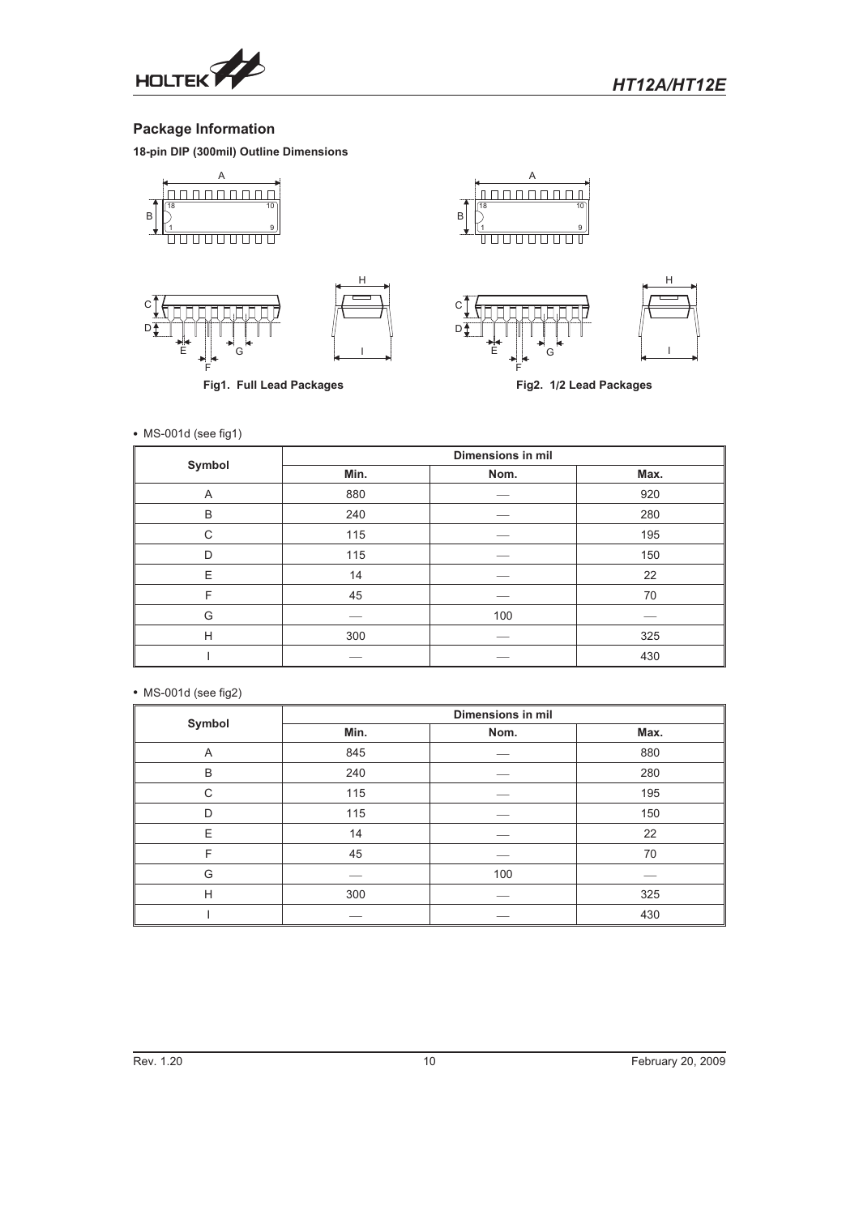## Package Information

**18-pin DIP (300mil) Outline Dimensions**

Fig1. Full Lead Packages

Fig2. 1/2 Lead Packages

• MS-001d (see fig1)

| Symbol | Dimensions in mil | | |
|---|---|---|---|
| | Min. | Nom. | Max. |
| A | 880 | — | 920 |
| B | 240 | — | 280 |
| C | 115 | — | 195 |
| D | 115 | — | 150 |
| E | 14 | — | 22 |
| F | 45 | — | 70 |
| G | — | 100 | — |
| H | 300 | — | 325 |
| I | — | — | 430 |

• MS-001d (see fig2)

| Symbol | Dimensions in mil | | |
|---|---|---|---|
| | Min. | Nom. | Max. |
| A | 845 | — | 880 |
| B | 240 | — | 280 |
| C | 115 | — | 195 |
| D | 115 | — | 150 |
| E | 14 | — | 22 |
| F | 45 | — | 70 |
| G | — | 100 | — |
| H | 300 | — | 325 |
| I | — | — | 430 |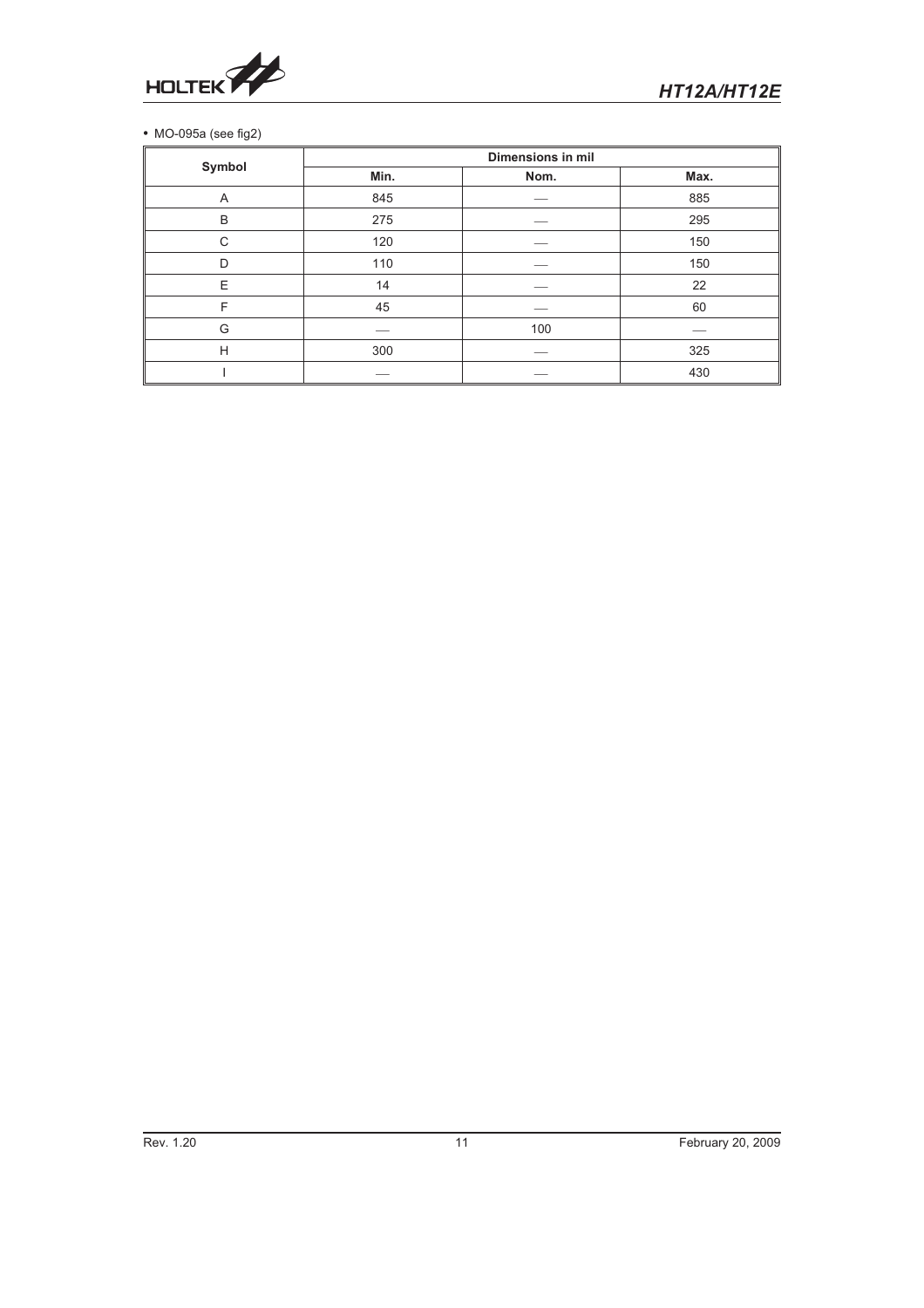• MO-095a (see fig2)

| Symbol | Dimensions in mil | | |
|---|---|---|---|
| | Min. | Nom. | Max. |
| A | 845 | — | 885 |
| B | 275 | — | 295 |
| C | 120 | — | 150 |
| D | 110 | — | 150 |
| E | 14 | — | 22 |
| F | 45 | — | 60 |
| G | — | 100 | — |
| H | 300 | — | 325 |
| I | — | — | 430 |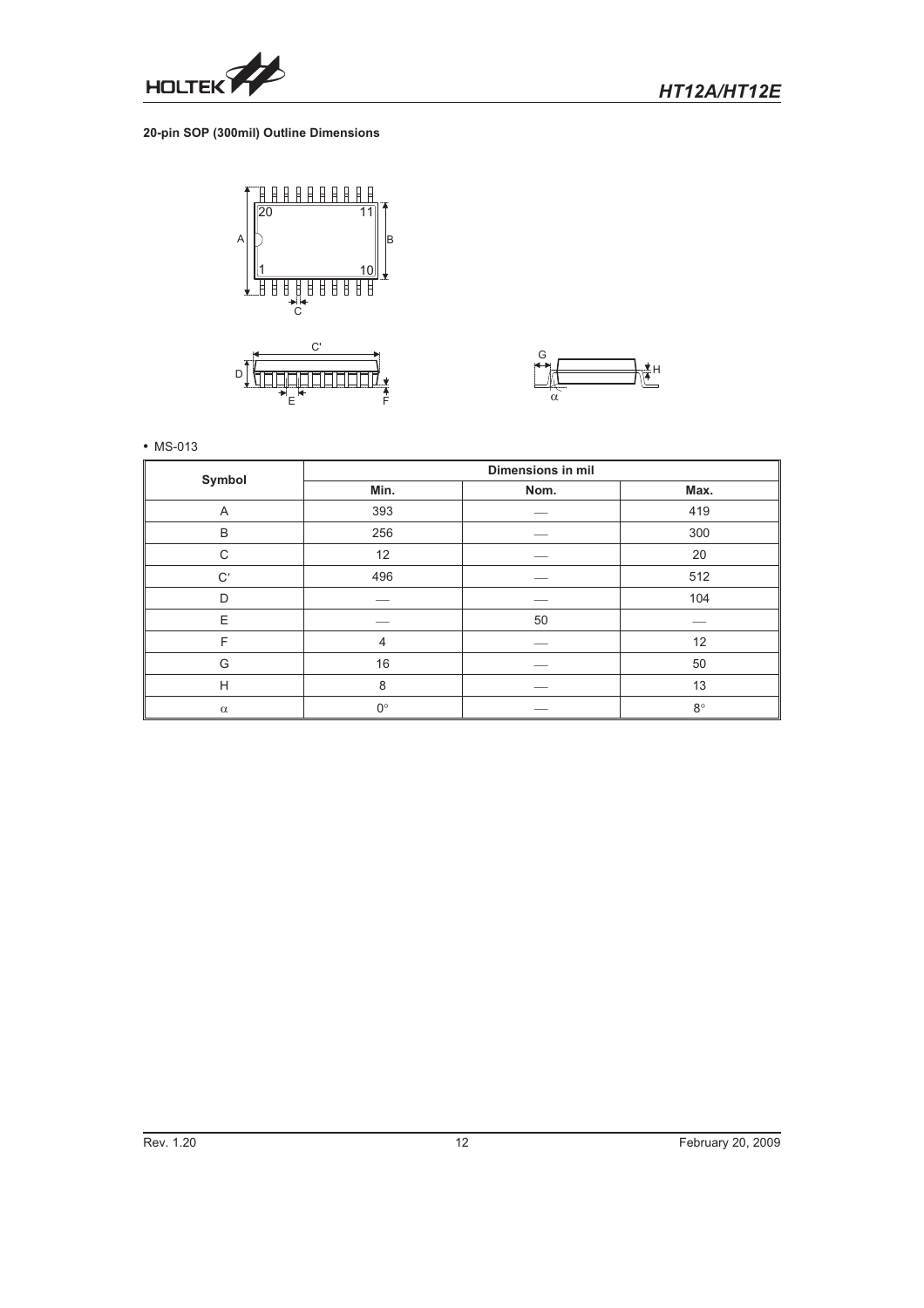**20-pin SOP (300mil) Outline Dimensions**

• MS-013

| Symbol | Dimensions in mil | | |
|---|---|---|---|
| | Min. | Nom. | Max. |
| A | 393 | — | 419 |
| B | 256 | — | 300 |
| C | 12 | — | 20 |
| C′ | 496 | — | 512 |
| D | — | — | 104 |
| E | — | 50 | — |
| F | 4 | — | 12 |
| G | 16 | — | 50 |
| H | 8 | — | 13 |
| $\alpha$ | 0° | — | 8° |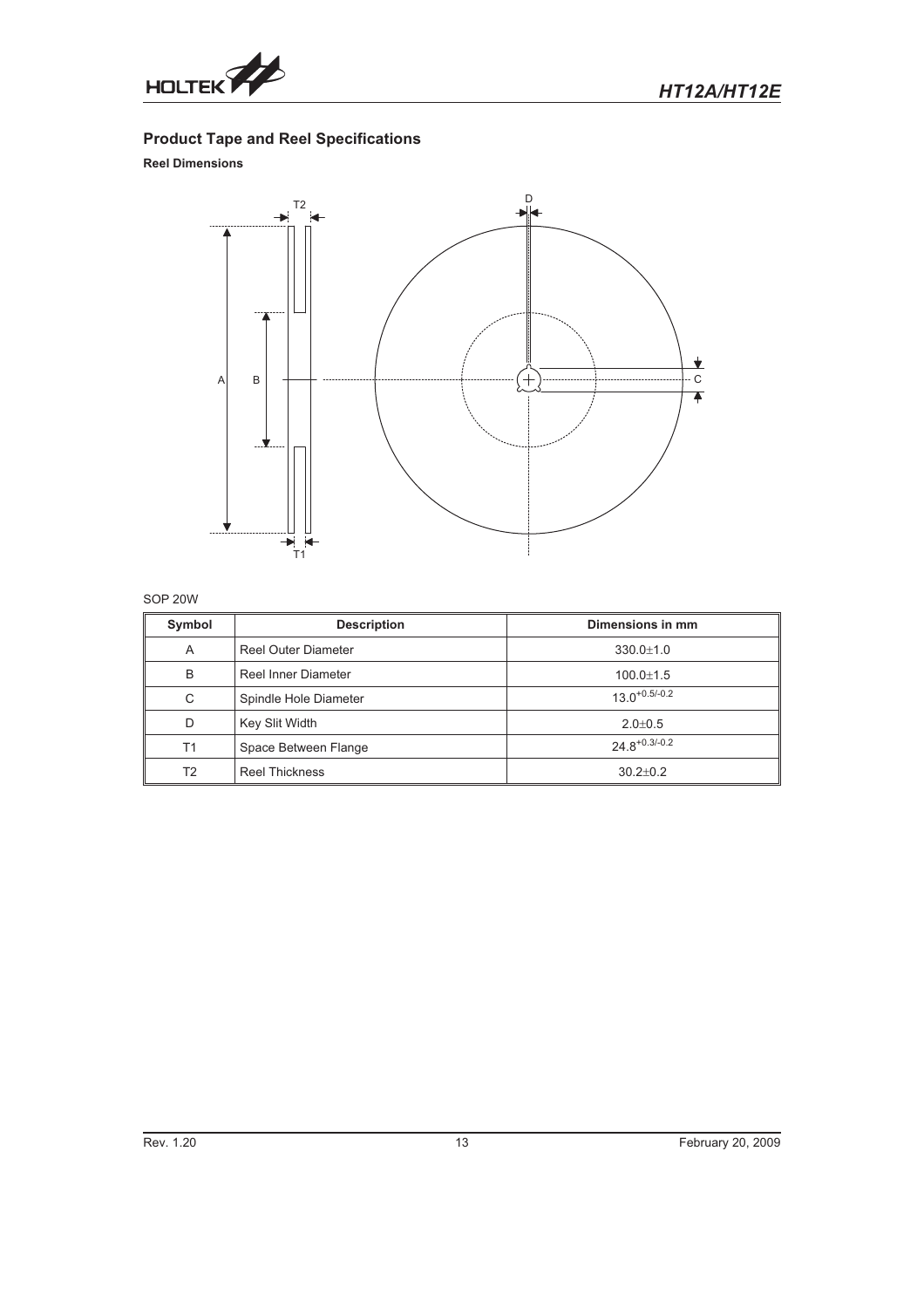## Product Tape and Reel Specifications

### Reel Dimensions

SOP 20W

| Symbol | Description | Dimensions in mm |
| --- | --- | --- |
| A | Reel Outer Diameter | 330.0±1.0 |
| B | Reel Inner Diameter | 100.0±1.5 |
| C | Spindle Hole Diameter | $13.0^{+0.5/-0.2}$ |
| D | Key Slit Width | 2.0±0.5 |
| T1 | Space Between Flange | $24.8^{+0.3/-0.2}$ |
| T2 | Reel Thickness | 30.2±0.2 |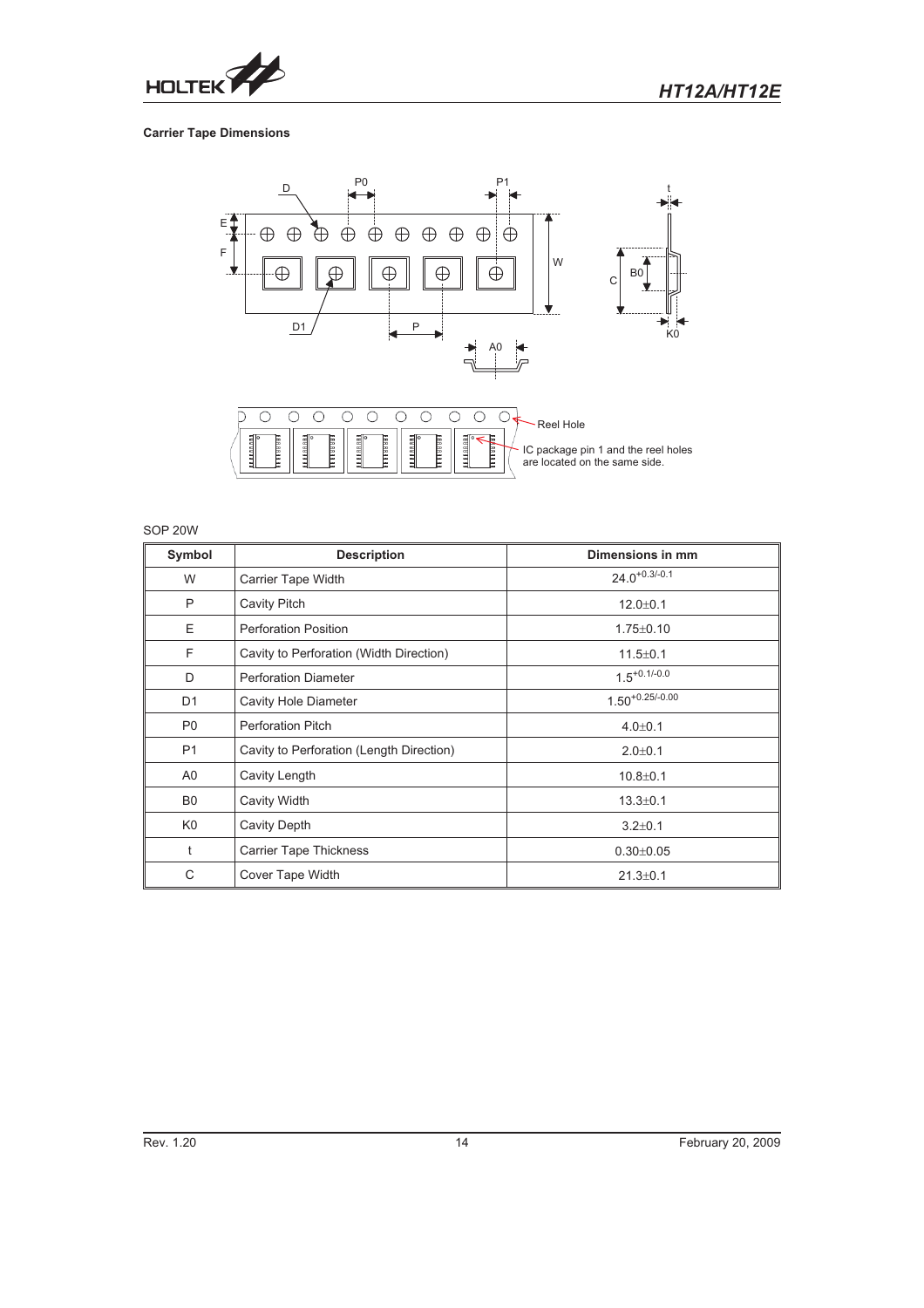### Carrier Tape Dimensions

Reel Hole

IC package pin 1 and the reel holes are located on the same side.

SOP 20W

| Symbol | Description | Dimensions in mm |
|---|---|---|
| W | Carrier Tape Width | $24.0^{+0.3/-0.1}$ |
| P | Cavity Pitch | 12.0±0.1 |
| E | Perforation Position | 1.75±0.10 |
| F | Cavity to Perforation (Width Direction) | 11.5±0.1 |
| D | Perforation Diameter | $1.5^{+0.1/-0.0}$ |
| D1 | Cavity Hole Diameter | $1.50^{+0.25/-0.00}$ |
| P0 | Perforation Pitch | 4.0±0.1 |
| P1 | Cavity to Perforation (Length Direction) | 2.0±0.1 |
| A0 | Cavity Length | 10.8±0.1 |
| B0 | Cavity Width | 13.3±0.1 |
| K0 | Cavity Depth | 3.2±0.1 |
| t | Carrier Tape Thickness | 0.30±0.05 |
| C | Cover Tape Width | 21.3±0.1 |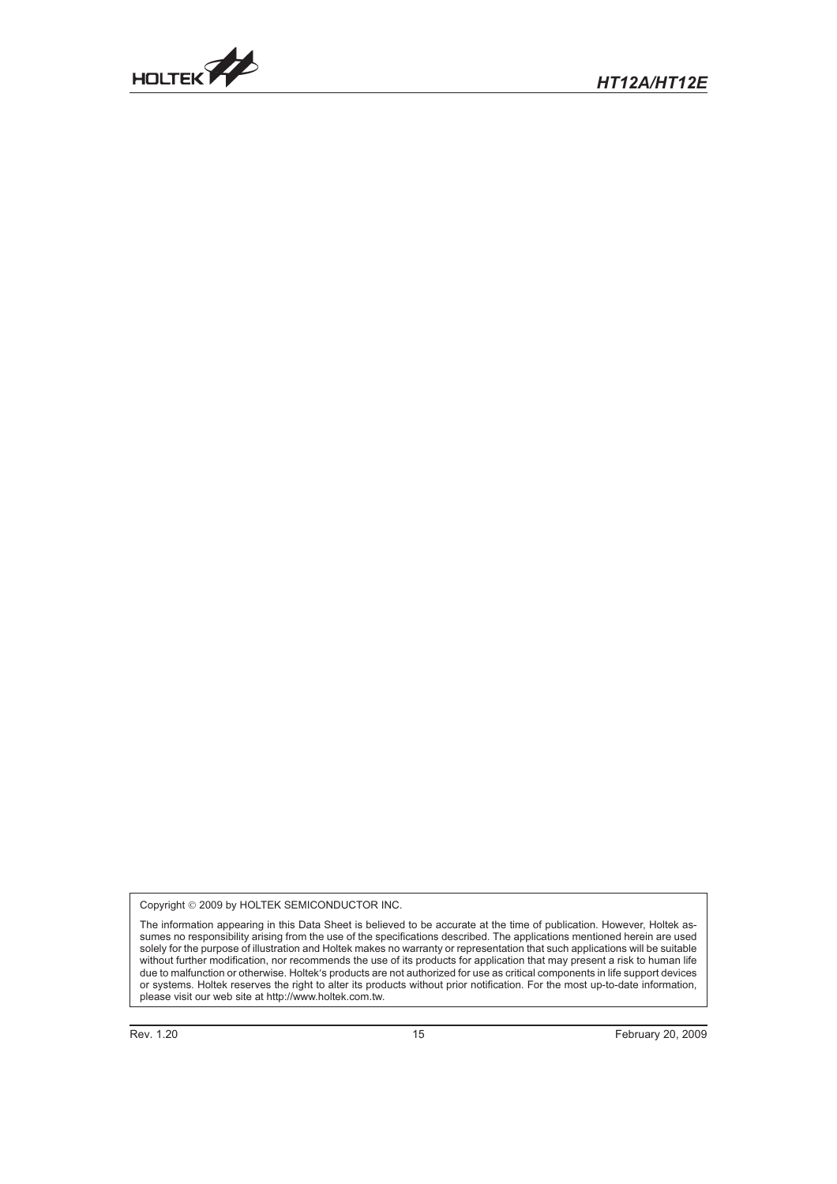Copyright © 2009 by HOLTEK SEMICONDUCTOR INC.

The information appearing in this Data Sheet is believed to be accurate at the time of publication. However, Holtek assumes no responsibility arising from the use of the specifications described. The applications mentioned herein are used solely for the purpose of illustration and Holtek makes no warranty or representation that such applications will be suitable without further modification, nor recommends the use of its products for application that may present a risk to human life due to malfunction or otherwise. Holtek's products are not authorized for use as critical components in life support devices or systems. Holtek reserves the right to alter its products without prior notification. For the most up-to-date information, please visit our web site at http://www.holtek.com.tw.